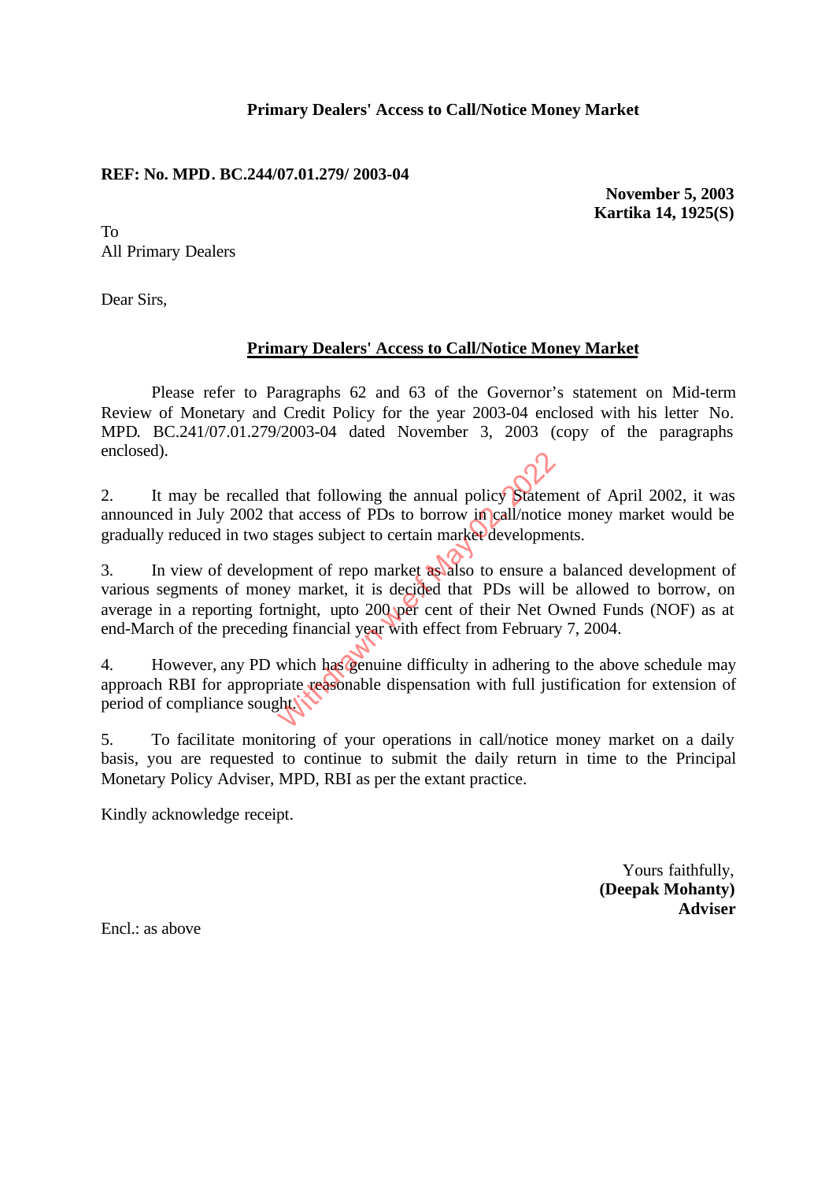**Primary Dealers' Access to Call/Notice Money Market**

**REF: No. MPD. BC.244/07.01.279/ 2003-04**

**November 5, 2003**
**Kartika 14, 1925(S)**

To
All Primary Dealers

Dear Sirs,

**<u>Primary Dealers' Access to Call/Notice Money Market</u>**

Please refer to Paragraphs 62 and 63 of the Governor's statement on Mid-term Review of Monetary and Credit Policy for the year 2003-04 enclosed with his letter No. MPD. BC.241/07.01.279/2003-04 dated November 3, 2003 (copy of the paragraphs enclosed).

2. It may be recalled that following the annual policy Statement of April 2002, it was announced in July 2002 that access of PDs to borrow in call/notice money market would be gradually reduced in two stages subject to certain market developments.

3. In view of development of repo market as also to ensure a balanced development of various segments of money market, it is decided that PDs will be allowed to borrow, on average in a reporting fortnight, upto 200 per cent of their Net Owned Funds (NOF) as at end-March of the preceding financial year with effect from February 7, 2004.

4. However, any PD which has genuine difficulty in adhering to the above schedule may approach RBI for appropriate reasonable dispensation with full justification for extension of period of compliance sought.

5. To facilitate monitoring of your operations in call/notice money market on a daily basis, you are requested to continue to submit the daily return in time to the Principal Monetary Policy Adviser, MPD, RBI as per the extant practice.

Kindly acknowledge receipt.

Yours faithfully,
**(Deepak Mohanty)**
**Adviser**

Encl.: as above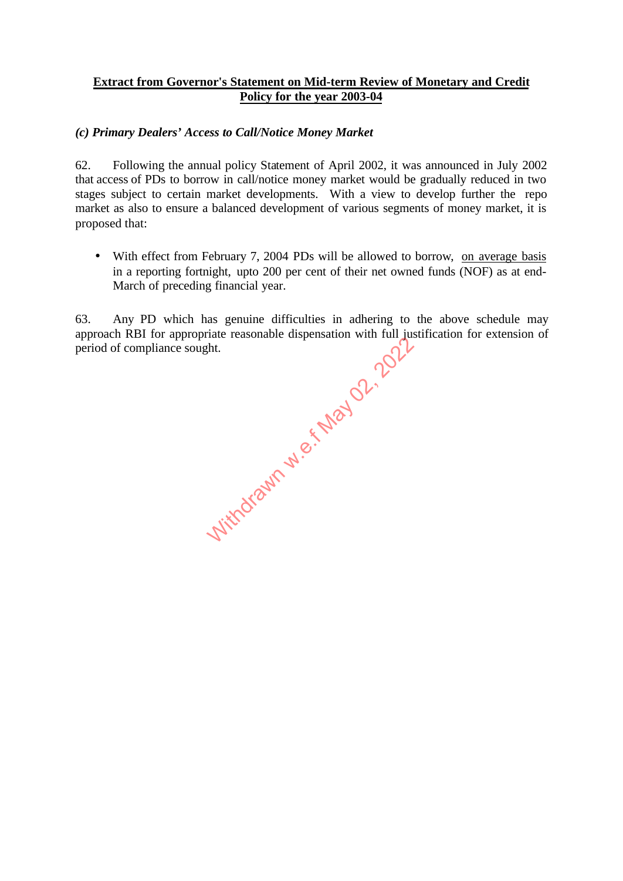**Extract from Governor's Statement on Mid-term Review of Monetary and Credit Policy for the year 2003-04**

***(c) Primary Dealers' Access to Call/Notice Money Market***

62. Following the annual policy Statement of April 2002, it was announced in July 2002 that access of PDs to borrow in call/notice money market would be gradually reduced in two stages subject to certain market developments. With a view to develop further the repo market as also to ensure a balanced development of various segments of money market, it is proposed that:

- With effect from February 7, 2004 PDs will be allowed to borrow, on average basis in a reporting fortnight, upto 200 per cent of their net owned funds (NOF) as at end-March of preceding financial year.

63. Any PD which has genuine difficulties in adhering to the above schedule may approach RBI for appropriate reasonable dispensation with full justification for extension of period of compliance sought.

Withdrawn w.e.f May 02, 2022